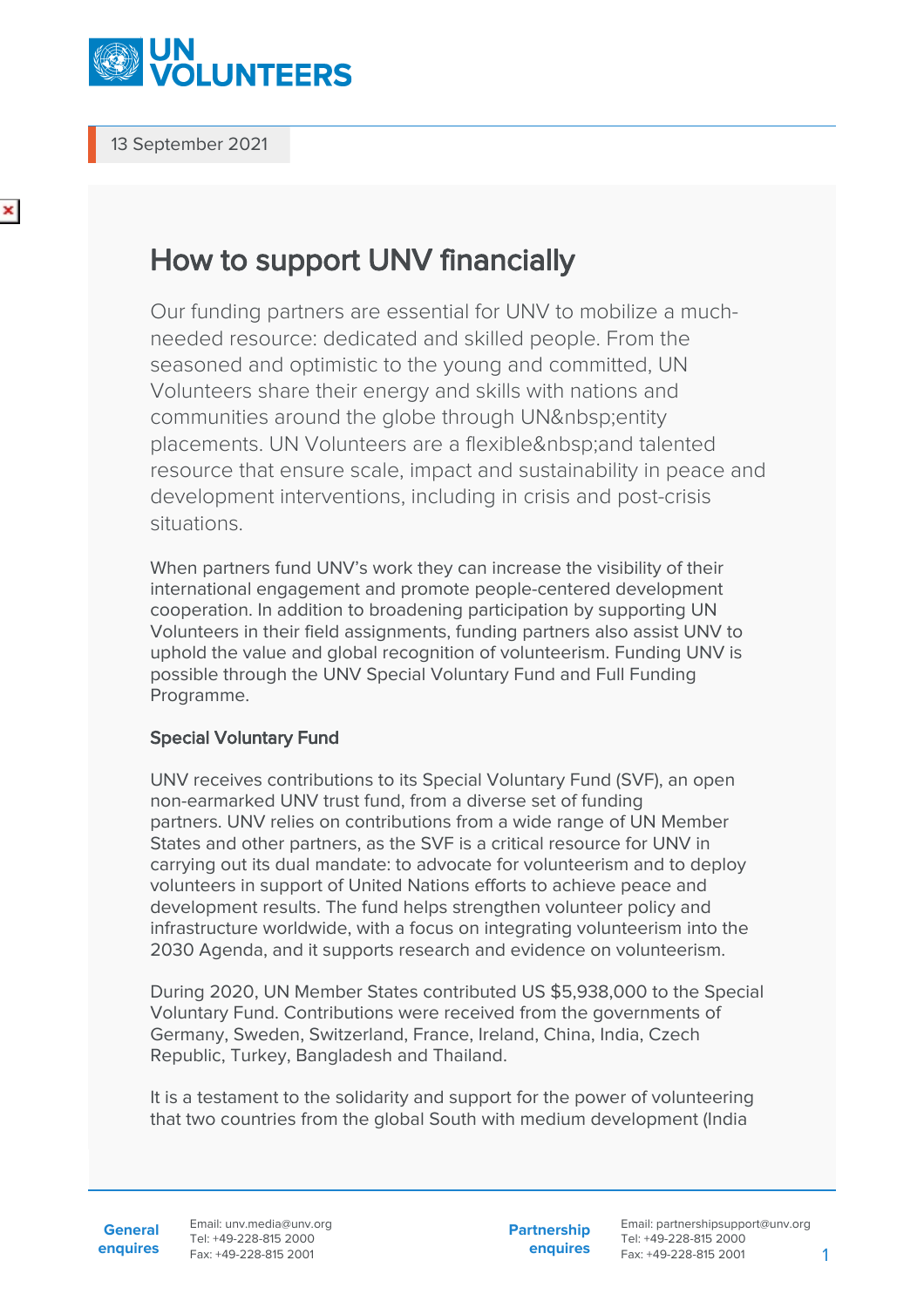13 September 2021

# How to support UNV financially

Our funding partners are essential for UNV to mobilize a much-needed resource: dedicated and skilled people. From the seasoned and optimistic to the young and committed, UN Volunteers share their energy and skills with nations and communities around the globe through UN&nbsp;entity placements. UN Volunteers are a flexible&nbsp;and talented resource that ensure scale, impact and sustainability in peace and development interventions, including in crisis and post-crisis situations.

When partners fund UNV's work they can increase the visibility of their international engagement and promote people-centered development cooperation. In addition to broadening participation by supporting UN Volunteers in their field assignments, funding partners also assist UNV to uphold the value and global recognition of volunteerism. Funding UNV is possible through the UNV Special Voluntary Fund and Full Funding Programme.

### Special Voluntary Fund

UNV receives contributions to its Special Voluntary Fund (SVF), an open non-earmarked UNV trust fund, from a diverse set of funding partners. UNV relies on contributions from a wide range of UN Member States and other partners, as the SVF is a critical resource for UNV in carrying out its dual mandate: to advocate for volunteerism and to deploy volunteers in support of United Nations efforts to achieve peace and development results. The fund helps strengthen volunteer policy and infrastructure worldwide, with a focus on integrating volunteerism into the 2030 Agenda, and it supports research and evidence on volunteerism.

During 2020, UN Member States contributed US $5,938,000 to the Special Voluntary Fund. Contributions were received from the governments of Germany, Sweden, Switzerland, France, Ireland, China, India, Czech Republic, Turkey, Bangladesh and Thailand.

It is a testament to the solidarity and support for the power of volunteering that two countries from the global South with medium development (India

**General enquires**
Email: unv.media@unv.org
Tel: +49-228-815 2000
Fax: +49-228-815 2001

**Partnership enquires**
Email: partnershipsupport@unv.org
Tel: +49-228-815 2000
Fax: +49-228-815 2001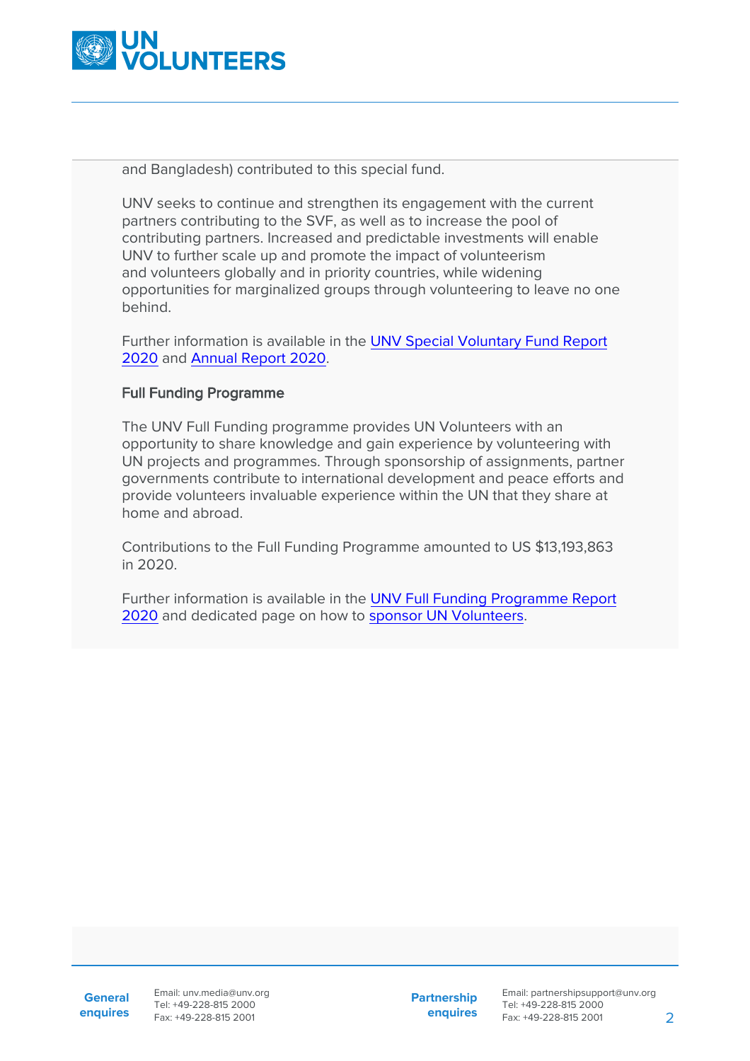and Bangladesh) contributed to this special fund.

UNV seeks to continue and strengthen its engagement with the current partners contributing to the SVF, as well as to increase the pool of contributing partners. Increased and predictable investments will enable UNV to further scale up and promote the impact of volunteerism and volunteers globally and in priority countries, while widening opportunities for marginalized groups through volunteering to leave no one behind.

Further information is available in the UNV Special Voluntary Fund Report 2020 and Annual Report 2020.

### Full Funding Programme

The UNV Full Funding programme provides UN Volunteers with an opportunity to share knowledge and gain experience by volunteering with UN projects and programmes. Through sponsorship of assignments, partner governments contribute to international development and peace efforts and provide volunteers invaluable experience within the UN that they share at home and abroad.

Contributions to the Full Funding Programme amounted to US $13,193,863 in 2020.

Further information is available in the UNV Full Funding Programme Report 2020 and dedicated page on how to sponsor UN Volunteers.